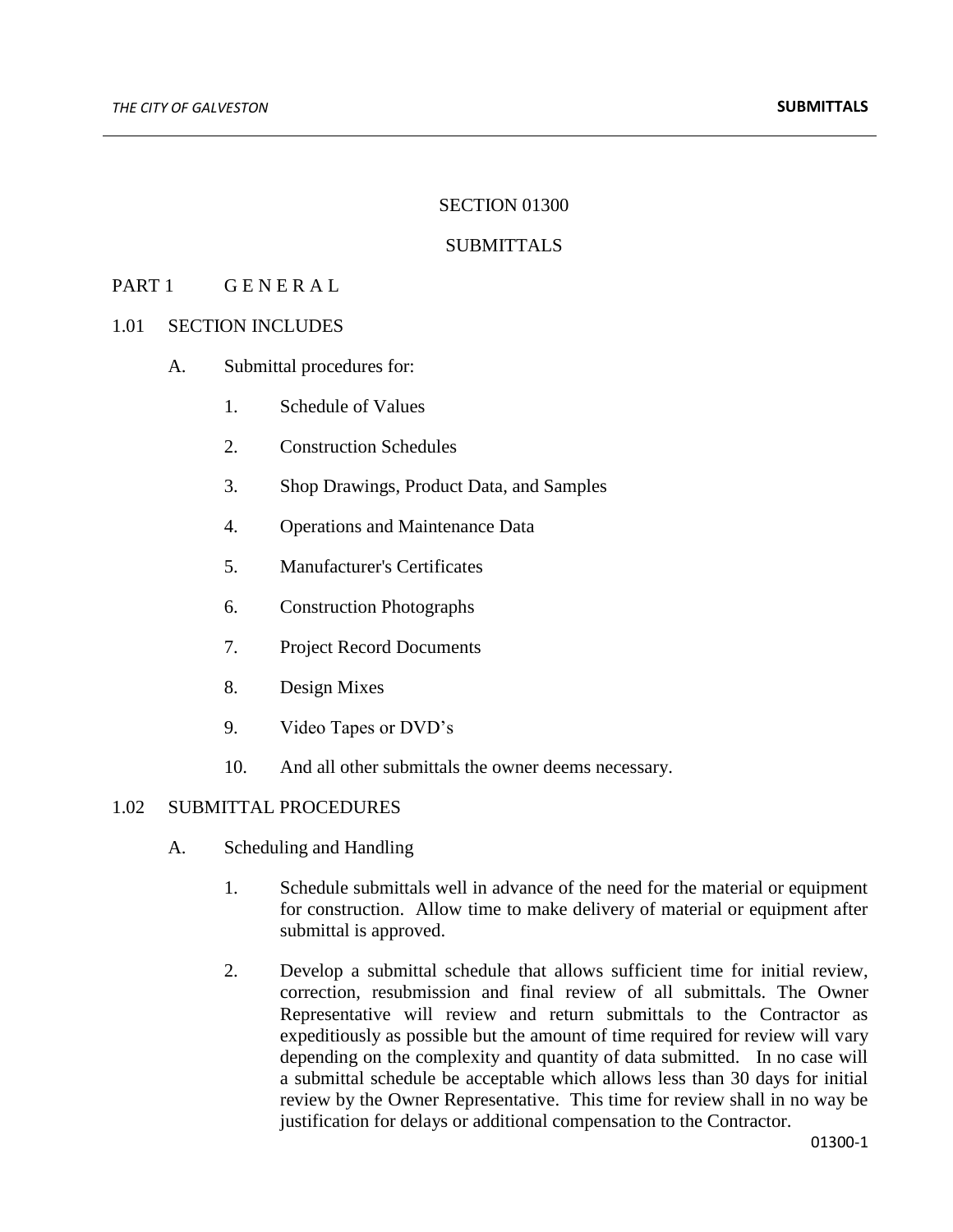# SECTION 01300

# SUBMITTALS

## PART 1 G E N E R A L

### 1.01 SECTION INCLUDES

A. Submittal procedures for:

1. Schedule of Values
2. Construction Schedules
3. Shop Drawings, Product Data, and Samples
4. Operations and Maintenance Data
5. Manufacturer's Certificates
6. Construction Photographs
7. Project Record Documents
8. Design Mixes
9. Video Tapes or DVD's
10. And all other submittals the owner deems necessary.

### 1.02 SUBMITTAL PROCEDURES

A. Scheduling and Handling

1. Schedule submittals well in advance of the need for the material or equipment for construction. Allow time to make delivery of material or equipment after submittal is approved.

2. Develop a submittal schedule that allows sufficient time for initial review, correction, resubmission and final review of all submittals. The Owner Representative will review and return submittals to the Contractor as expeditiously as possible but the amount of time required for review will vary depending on the complexity and quantity of data submitted. In no case will a submittal schedule be acceptable which allows less than 30 days for initial review by the Owner Representative. This time for review shall in no way be justification for delays or additional compensation to the Contractor.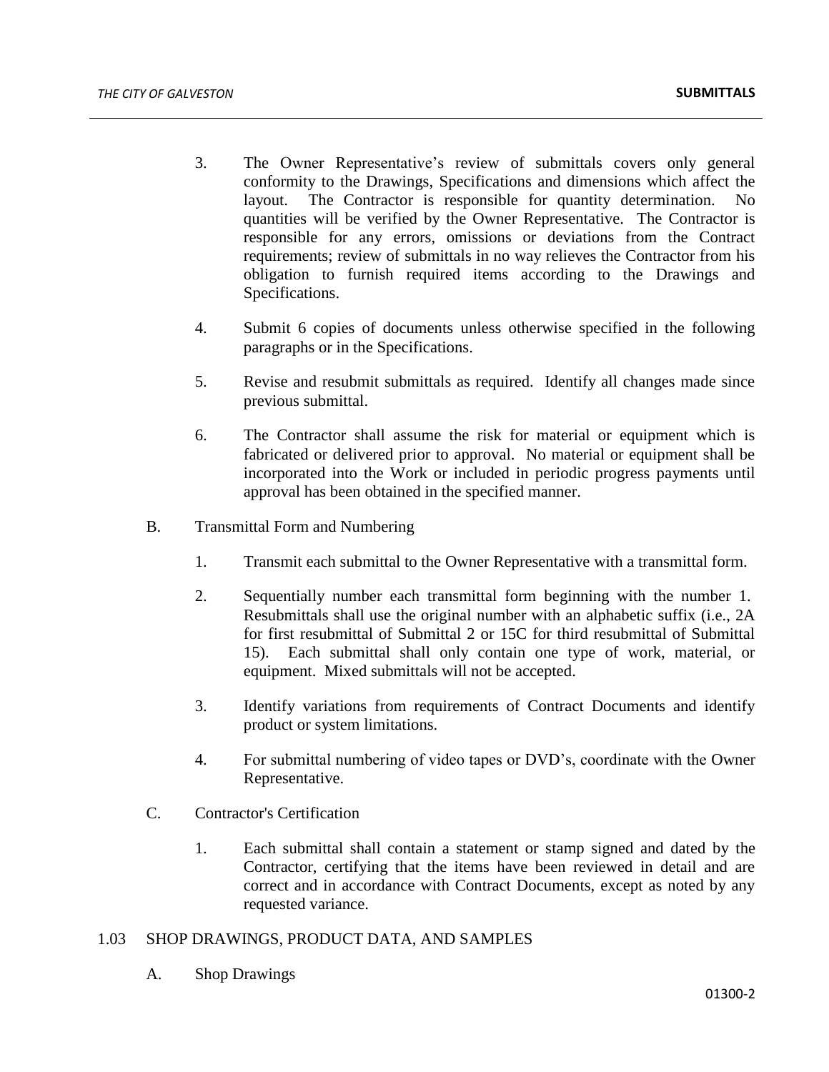3. The Owner Representative's review of submittals covers only general conformity to the Drawings, Specifications and dimensions which affect the layout. The Contractor is responsible for quantity determination. No quantities will be verified by the Owner Representative. The Contractor is responsible for any errors, omissions or deviations from the Contract requirements; review of submittals in no way relieves the Contractor from his obligation to furnish required items according to the Drawings and Specifications.

4. Submit 6 copies of documents unless otherwise specified in the following paragraphs or in the Specifications.

5. Revise and resubmit submittals as required. Identify all changes made since previous submittal.

6. The Contractor shall assume the risk for material or equipment which is fabricated or delivered prior to approval. No material or equipment shall be incorporated into the Work or included in periodic progress payments until approval has been obtained in the specified manner.

B. Transmittal Form and Numbering

1. Transmit each submittal to the Owner Representative with a transmittal form.

2. Sequentially number each transmittal form beginning with the number 1. Resubmittals shall use the original number with an alphabetic suffix (i.e., 2A for first resubmittal of Submittal 2 or 15C for third resubmittal of Submittal 15). Each submittal shall only contain one type of work, material, or equipment. Mixed submittals will not be accepted.

3. Identify variations from requirements of Contract Documents and identify product or system limitations.

4. For submittal numbering of video tapes or DVD's, coordinate with the Owner Representative.

C. Contractor's Certification

1. Each submittal shall contain a statement or stamp signed and dated by the Contractor, certifying that the items have been reviewed in detail and are correct and in accordance with Contract Documents, except as noted by any requested variance.

1.03 SHOP DRAWINGS, PRODUCT DATA, AND SAMPLES

A. Shop Drawings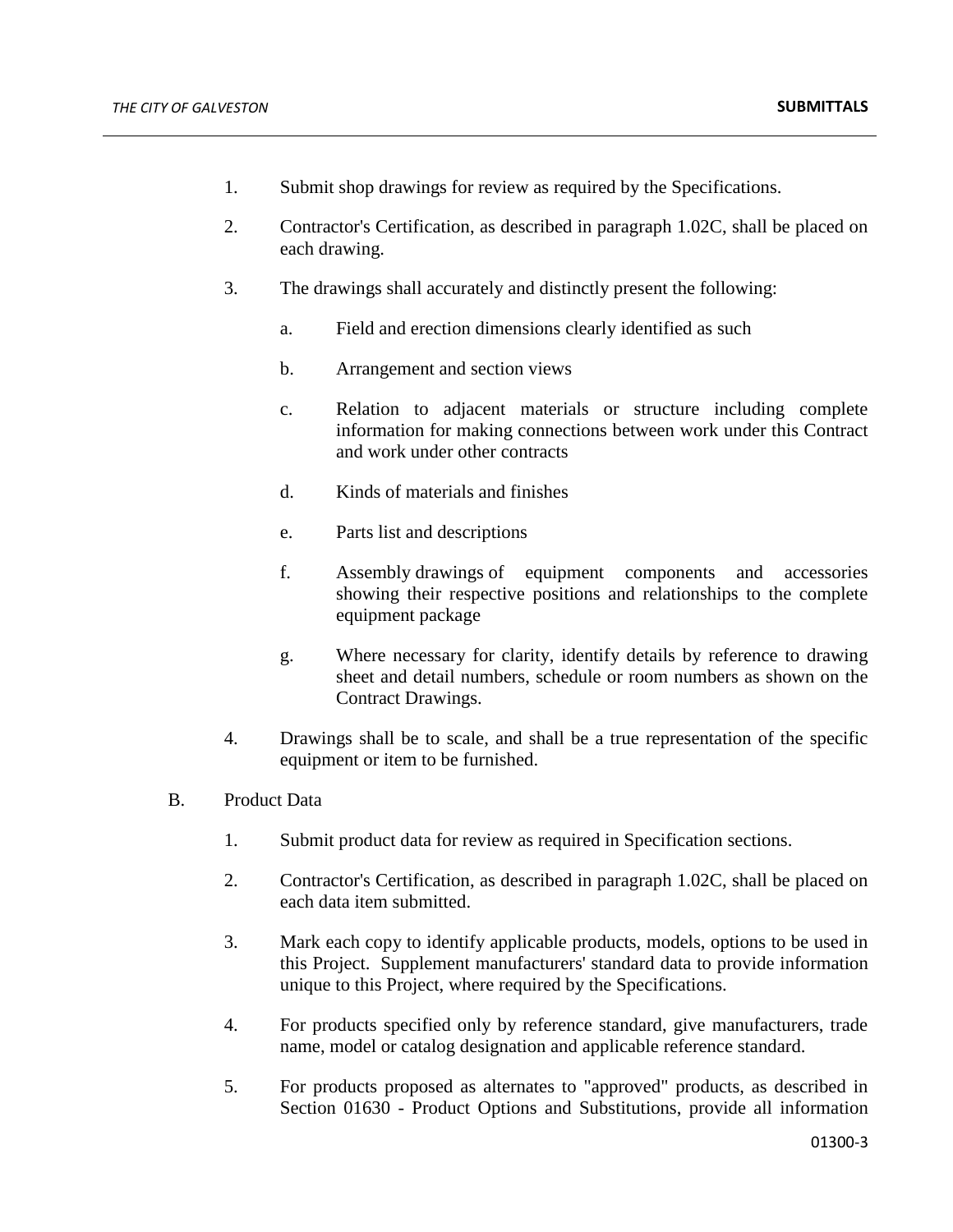1. Submit shop drawings for review as required by the Specifications.

2. Contractor's Certification, as described in paragraph 1.02C, shall be placed on each drawing.

3. The drawings shall accurately and distinctly present the following:

   a. Field and erection dimensions clearly identified as such

   b. Arrangement and section views

   c. Relation to adjacent materials or structure including complete information for making connections between work under this Contract and work under other contracts

   d. Kinds of materials and finishes

   e. Parts list and descriptions

   f. Assembly drawings of equipment components and accessories showing their respective positions and relationships to the complete equipment package

   g. Where necessary for clarity, identify details by reference to drawing sheet and detail numbers, schedule or room numbers as shown on the Contract Drawings.

4. Drawings shall be to scale, and shall be a true representation of the specific equipment or item to be furnished.

B. Product Data

1. Submit product data for review as required in Specification sections.

2. Contractor's Certification, as described in paragraph 1.02C, shall be placed on each data item submitted.

3. Mark each copy to identify applicable products, models, options to be used in this Project. Supplement manufacturers' standard data to provide information unique to this Project, where required by the Specifications.

4. For products specified only by reference standard, give manufacturers, trade name, model or catalog designation and applicable reference standard.

5. For products proposed as alternates to "approved" products, as described in Section 01630 - Product Options and Substitutions, provide all information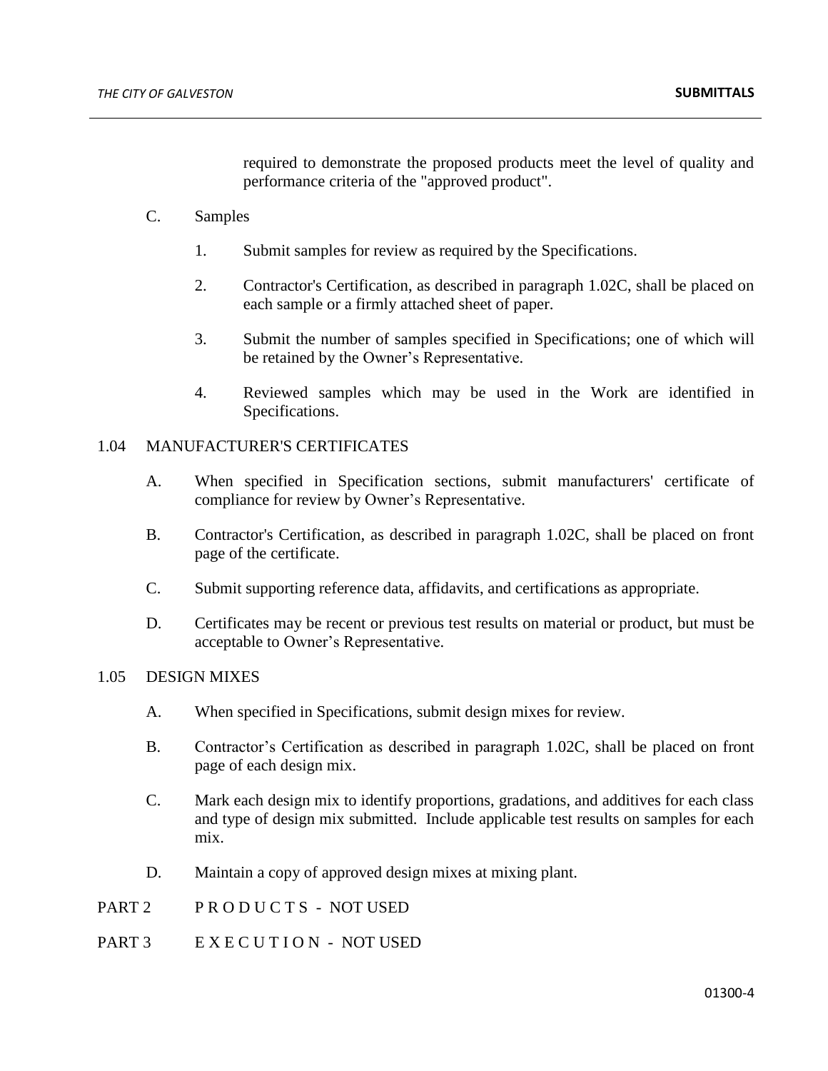required to demonstrate the proposed products meet the level of quality and performance criteria of the "approved product".

C. Samples

1. Submit samples for review as required by the Specifications.

2. Contractor's Certification, as described in paragraph 1.02C, shall be placed on each sample or a firmly attached sheet of paper.

3. Submit the number of samples specified in Specifications; one of which will be retained by the Owner's Representative.

4. Reviewed samples which may be used in the Work are identified in Specifications.

## 1.04 MANUFACTURER'S CERTIFICATES

A. When specified in Specification sections, submit manufacturers' certificate of compliance for review by Owner's Representative.

B. Contractor's Certification, as described in paragraph 1.02C, shall be placed on front page of the certificate.

C. Submit supporting reference data, affidavits, and certifications as appropriate.

D. Certificates may be recent or previous test results on material or product, but must be acceptable to Owner's Representative.

## 1.05 DESIGN MIXES

A. When specified in Specifications, submit design mixes for review.

B. Contractor's Certification as described in paragraph 1.02C, shall be placed on front page of each design mix.

C. Mark each design mix to identify proportions, gradations, and additives for each class and type of design mix submitted. Include applicable test results on samples for each mix.

D. Maintain a copy of approved design mixes at mixing plant.

# PART 2 P R O D U C T S - NOT USED

# PART 3 E X E C U T I O N - NOT USED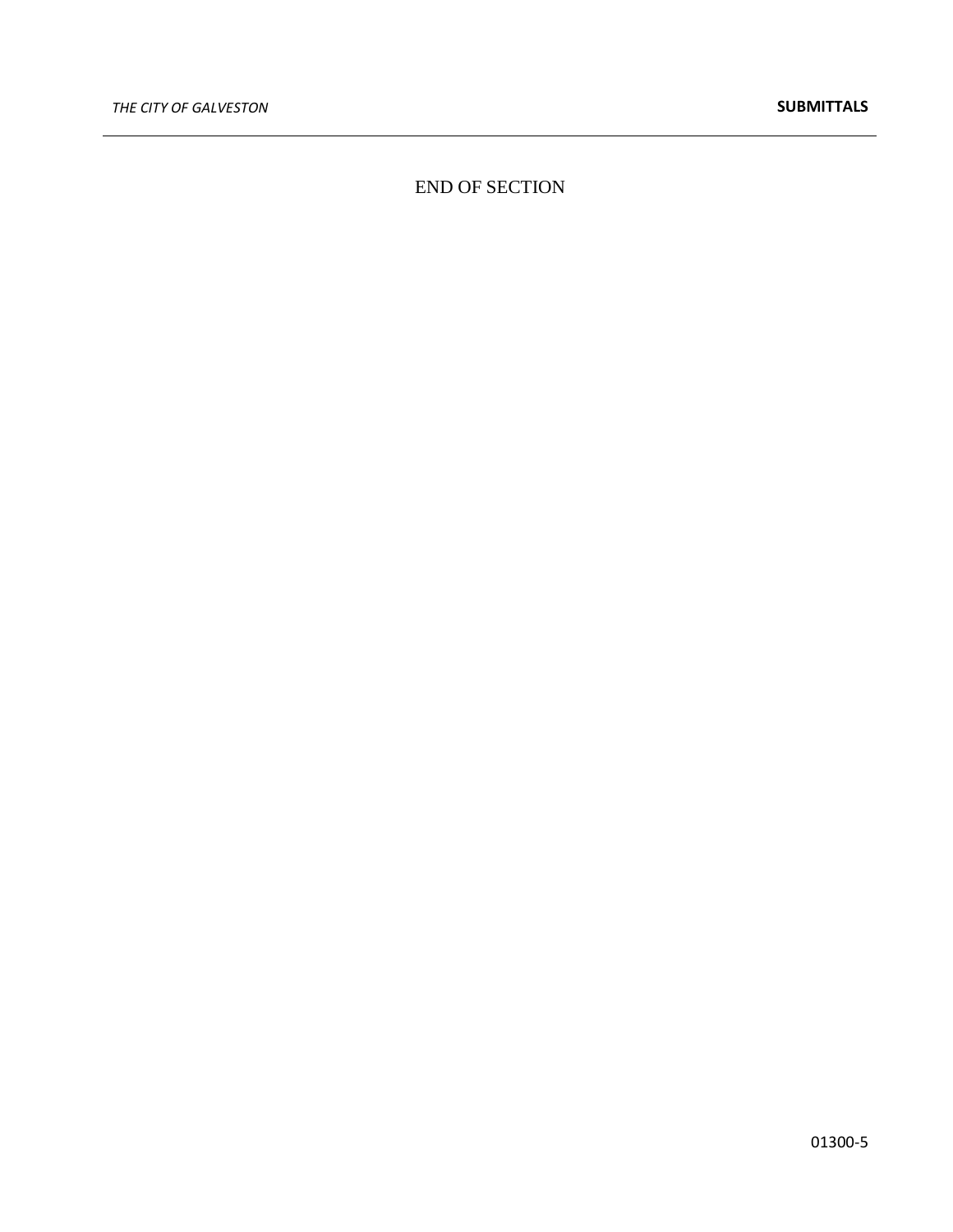END OF SECTION